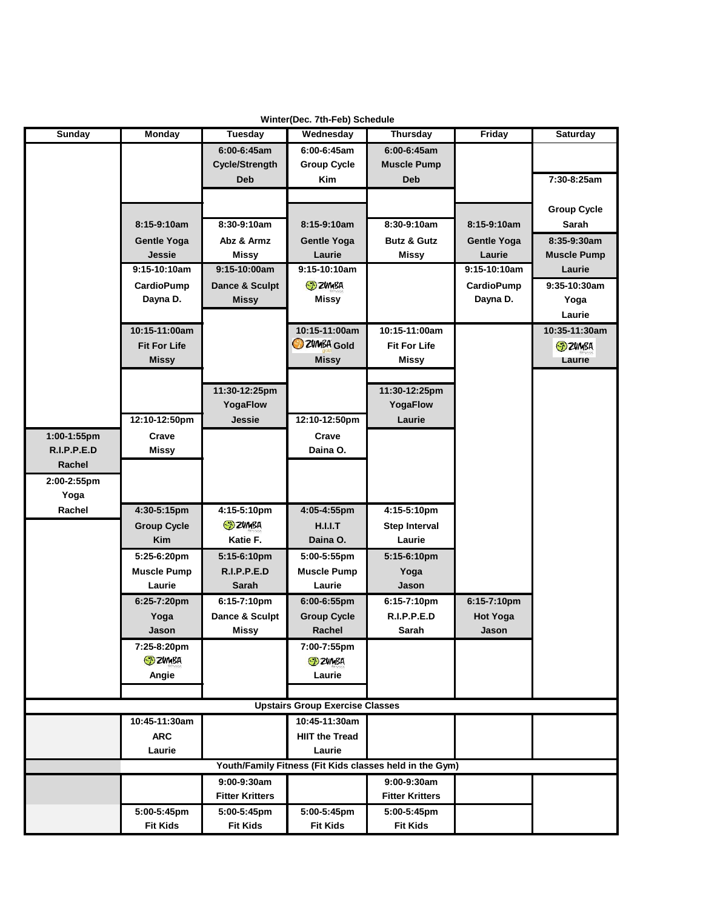## Winter(Dec. 7th-Feb) Schedule

| Sunday | Monday | Tuesday | Wednesday | Thursday | Friday | Saturday |
|---|---|---|---|---|---|---|
| | | 6:00-6:45am Cycle/Strength Deb | 6:00-6:45am Group Cycle Kim | 6:00-6:45am Muscle Pump Deb | | 7:30-8:25am Group Cycle Sarah |
| | 8:15-9:10am Gentle Yoga Jessie | 8:30-9:10am Abz & Armz Missy | 8:15-9:10am Gentle Yoga Laurie | 8:30-9:10am Butz & Gutz Missy | 8:15-9:10am Gentle Yoga Laurie | 8:35-9:30am Muscle Pump Laurie |
| | 9:15-10:10am CardioPump Dayna D. | 9:15-10:00am Dance & Sculpt Missy | 9:15-10:10am Zumba Missy | | 9:15-10:10am CardioPump Dayna D. | 9:35-10:30am Yoga Laurie |
| | 10:15-11:00am Fit For Life Missy | | 10:15-11:00am Zumba Gold Missy | 10:15-11:00am Fit For Life Missy | | 10:35-11:30am Zumba Laurie |
| | | 11:30-12:25pm YogaFlow Jessie | | 11:30-12:25pm YogaFlow Laurie | | |
| | 12:10-12:50pm Crave Missy | | 12:10-12:50pm Crave Daina O. | | | |
| 1:00-1:55pm R.I.P.P.E.D Rachel | | | | | | |
| 2:00-2:55pm Yoga Rachel | | | | | | |
| | 4:30-5:15pm Group Cycle Kim | 4:15-5:10pm Zumba Katie F. | 4:05-4:55pm H.I.I.T Daina O. | 4:15-5:10pm Step Interval Laurie | | |
| | 5:25-6:20pm Muscle Pump Laurie | 5:15-6:10pm R.I.P.P.E.D Sarah | 5:00-5:55pm Muscle Pump Laurie | 5:15-6:10pm Yoga Jason | | |
| | 6:25-7:20pm Yoga Jason | 6:15-7:10pm Dance & Sculpt Missy | 6:00-6:55pm Group Cycle Rachel | 6:15-7:10pm R.I.P.P.E.D Sarah | 6:15-7:10pm Hot Yoga Jason | |
| | 7:25-8:20pm Zumba Angie | | 7:00-7:55pm Zumba Laurie | | | |
| **Upstairs Group Exercise Classes** | | | | | | |
| | 10:45-11:30am ARC Laurie | | 10:45-11:30am HIIT the Tread Laurie | | | |
| **Youth/Family Fitness (Fit Kids classes held in the Gym)** | | | | | | |
| | | 9:00-9:30am Fitter Kritters | | 9:00-9:30am Fitter Kritters | | |
| | 5:00-5:45pm Fit Kids | 5:00-5:45pm Fit Kids | 5:00-5:45pm Fit Kids | 5:00-5:45pm Fit Kids | | |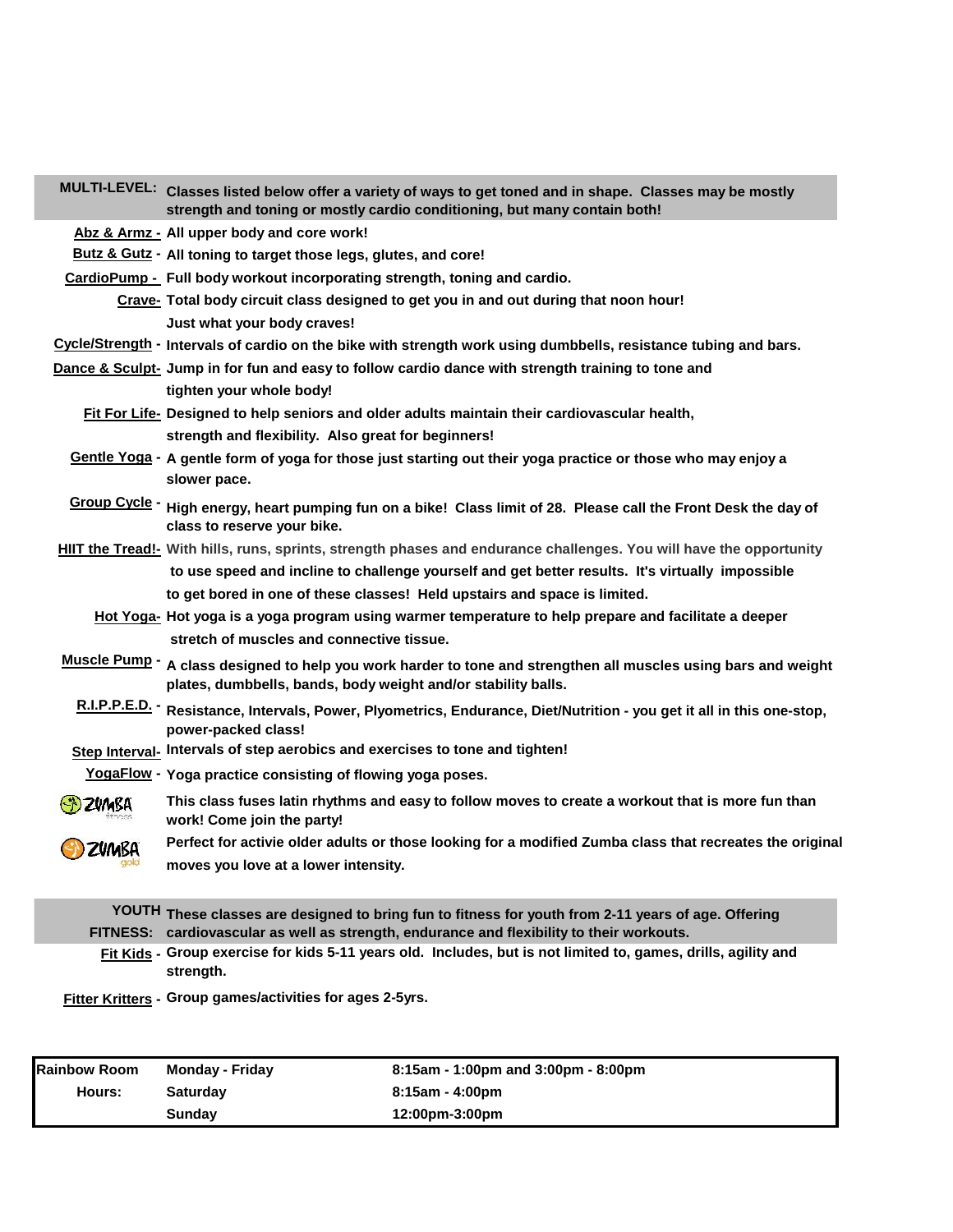**MULTI-LEVEL:** Classes listed below offer a variety of ways to get toned and in shape. Classes may be mostly strength and toning or mostly cardio conditioning, but many contain both!

**Abz & Armz** - All upper body and core work!

**Butz & Gutz** - All toning to target those legs, glutes, and core!

**CardioPump** - Full body workout incorporating strength, toning and cardio.

**Crave**- Total body circuit class designed to get you in and out during that noon hour! Just what your body craves!

**Cycle/Strength** - Intervals of cardio on the bike with strength work using dumbbells, resistance tubing and bars.

**Dance & Sculpt**- Jump in for fun and easy to follow cardio dance with strength training to tone and tighten your whole body!

**Fit For Life**- Designed to help seniors and older adults maintain their cardiovascular health, strength and flexibility. Also great for beginners!

**Gentle Yoga** - A gentle form of yoga for those just starting out their yoga practice or those who may enjoy a slower pace.

**Group Cycle** - High energy, heart pumping fun on a bike! Class limit of 28. Please call the Front Desk the day of class to reserve your bike.

**HIIT the Tread!**- With hills, runs, sprints, strength phases and endurance challenges. You will have the opportunity to use speed and incline to challenge yourself and get better results. It's virtually impossible to get bored in one of these classes! Held upstairs and space is limited.

**Hot Yoga**- Hot yoga is a yoga program using warmer temperature to help prepare and facilitate a deeper stretch of muscles and connective tissue.

**Muscle Pump** - A class designed to help you work harder to tone and strengthen all muscles using bars and weight plates, dumbbells, bands, body weight and/or stability balls.

**R.I.P.P.E.D.** - Resistance, Intervals, Power, Plyometrics, Endurance, Diet/Nutrition - you get it all in this one-stop, power-packed class!

**Step Interval**- Intervals of step aerobics and exercises to tone and tighten!

**YogaFlow** - Yoga practice consisting of flowing yoga poses.

**Zumba fitness** This class fuses latin rhythms and easy to follow moves to create a workout that is more fun than work! Come join the party!

**Zumba gold** Perfect for activie older adults or those looking for a modified Zumba class that recreates the original moves you love at a lower intensity.

**YOUTH FITNESS:** These classes are designed to bring fun to fitness for youth from 2-11 years of age. Offering cardiovascular as well as strength, endurance and flexibility to their workouts.

**Fit Kids** - Group exercise for kids 5-11 years old. Includes, but is not limited to, games, drills, agility and strength.

**Fitter Kritters** - Group games/activities for ages 2-5yrs.

| | | |
|---|---|---|
| **Rainbow Room Hours:** | **Monday - Friday** | **8:15am - 1:00pm and 3:00pm - 8:00pm** |
| | **Saturday** | **8:15am - 4:00pm** |
| | **Sunday** | **12:00pm-3:00pm** |